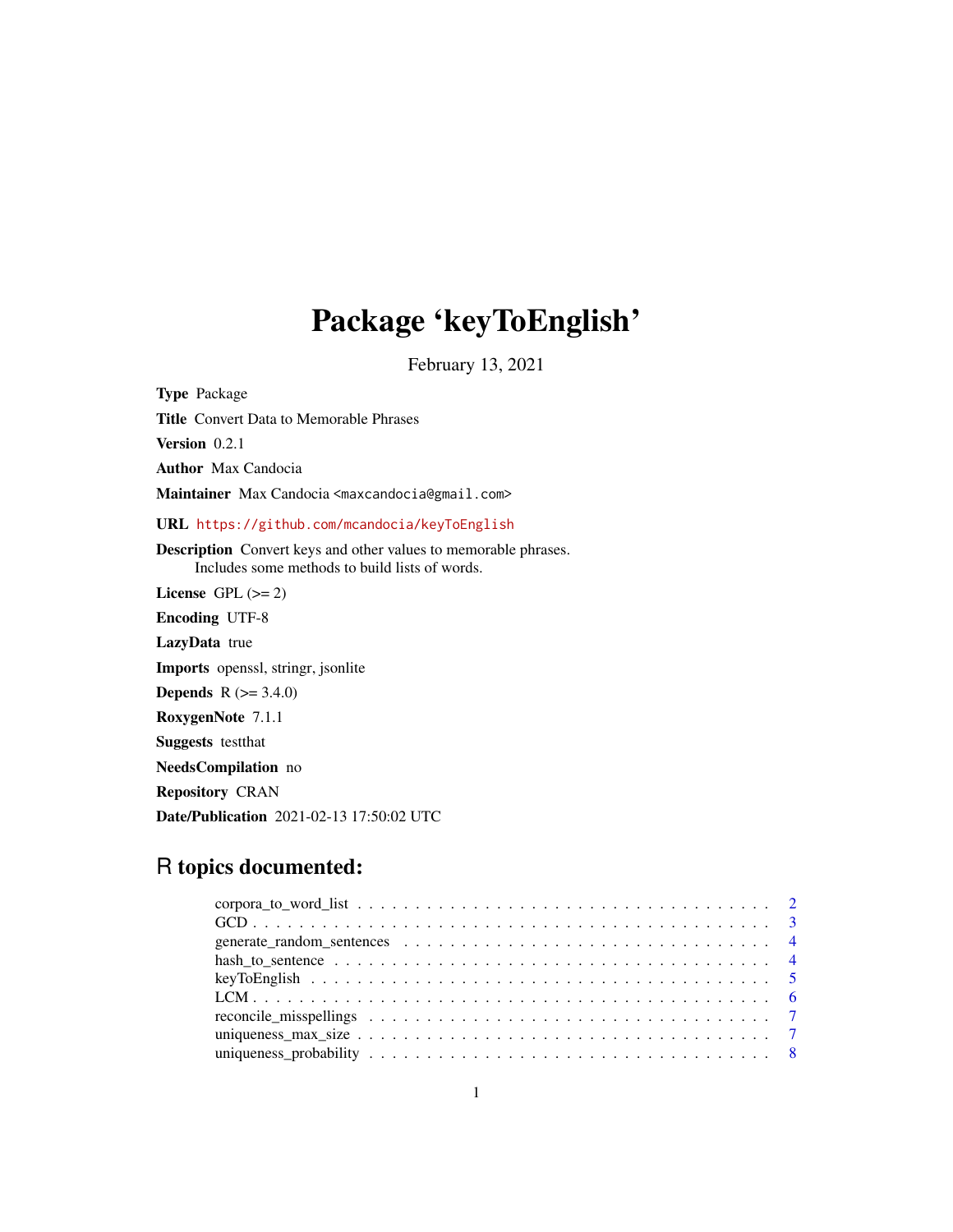# Package 'keyToEnglish'

February 13, 2021

**Type** Package

**Title** Convert Data to Memorable Phrases

**Version** 0.2.1

**Author** Max Candocia

**Maintainer** Max Candocia <maxcandocia@gmail.com>

**URL** https://github.com/mcandocia/keyToEnglish

**Description** Convert keys and other values to memorable phrases.
Includes some methods to build lists of words.

**License** GPL (>= 2)

**Encoding** UTF-8

**LazyData** true

**Imports** openssl, stringr, jsonlite

**Depends** R (>= 3.4.0)

**RoxygenNote** 7.1.1

**Suggests** testthat

**NeedsCompilation** no

**Repository** CRAN

**Date/Publication** 2021-02-13 17:50:02 UTC

## R topics documented:

| | |
|---|---|
| corpora_to_word_list | 2 |
| GCD | 3 |
| generate_random_sentences | 4 |
| hash_to_sentence | 4 |
| keyToEnglish | 5 |
| LCM | 6 |
| reconcile_misspellings | 7 |
| uniqueness_max_size | 7 |
| uniqueness_probability | 8 |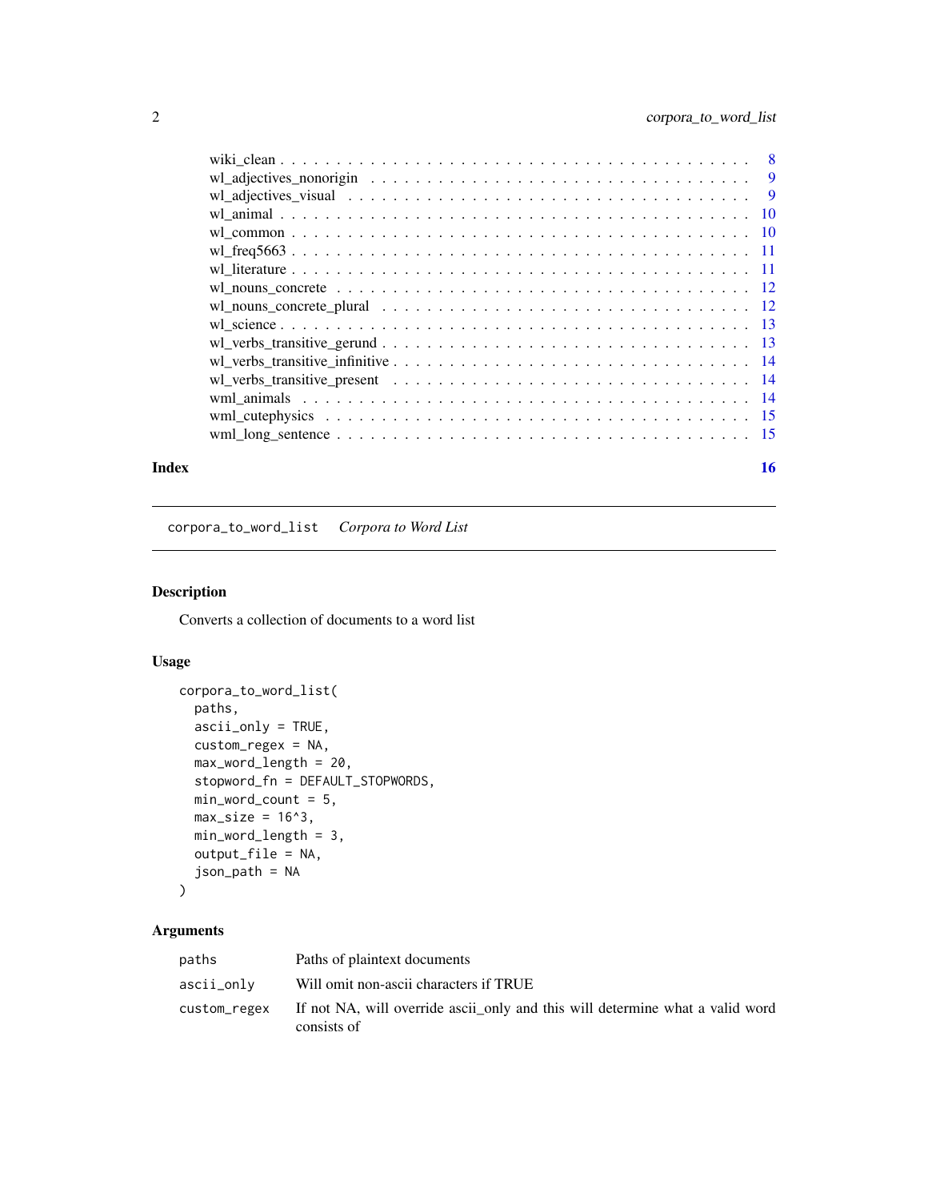wiki_clean . . . . . . . . . . . . . . . . . . . . . . . . . . . . . . . . . . . . . . . . 8
wl_adjectives_nonorigin . . . . . . . . . . . . . . . . . . . . . . . . . . . . . . . . . 9
wl_adjectives_visual . . . . . . . . . . . . . . . . . . . . . . . . . . . . . . . . . . . 9
wl_animal . . . . . . . . . . . . . . . . . . . . . . . . . . . . . . . . . . . . . . . . 10
wl_common . . . . . . . . . . . . . . . . . . . . . . . . . . . . . . . . . . . . . . . 10
wl_freq5663 . . . . . . . . . . . . . . . . . . . . . . . . . . . . . . . . . . . . . . . 11
wl_literature . . . . . . . . . . . . . . . . . . . . . . . . . . . . . . . . . . . . . . 11
wl_nouns_concrete . . . . . . . . . . . . . . . . . . . . . . . . . . . . . . . . . . . . 12
wl_nouns_concrete_plural . . . . . . . . . . . . . . . . . . . . . . . . . . . . . . . . 12
wl_science . . . . . . . . . . . . . . . . . . . . . . . . . . . . . . . . . . . . . . . . 13
wl_verbs_transitive_gerund . . . . . . . . . . . . . . . . . . . . . . . . . . . . . . . 13
wl_verbs_transitive_infinitive . . . . . . . . . . . . . . . . . . . . . . . . . . . . . 14
wl_verbs_transitive_present . . . . . . . . . . . . . . . . . . . . . . . . . . . . . . . 14
wml_animals . . . . . . . . . . . . . . . . . . . . . . . . . . . . . . . . . . . . . . . 14
wml_cutephysics . . . . . . . . . . . . . . . . . . . . . . . . . . . . . . . . . . . . . 15
wml_long_sentence . . . . . . . . . . . . . . . . . . . . . . . . . . . . . . . . . . . . 15

**Index** 16

---

`corpora_to_word_list` *Corpora to Word List*

---

### Description

Converts a collection of documents to a word list

### Usage

```
corpora_to_word_list(
  paths,
  ascii_only = TRUE,
  custom_regex = NA,
  max_word_length = 20,
  stopword_fn = DEFAULT_STOPWORDS,
  min_word_count = 5,
  max_size = 16^3,
  min_word_length = 3,
  output_file = NA,
  json_path = NA
)
```

### Arguments

| | |
|---|---|
| `paths` | Paths of plaintext documents |
| `ascii_only` | Will omit non-ascii characters if TRUE |
| `custom_regex` | If not NA, will override ascii_only and this will determine what a valid word consists of |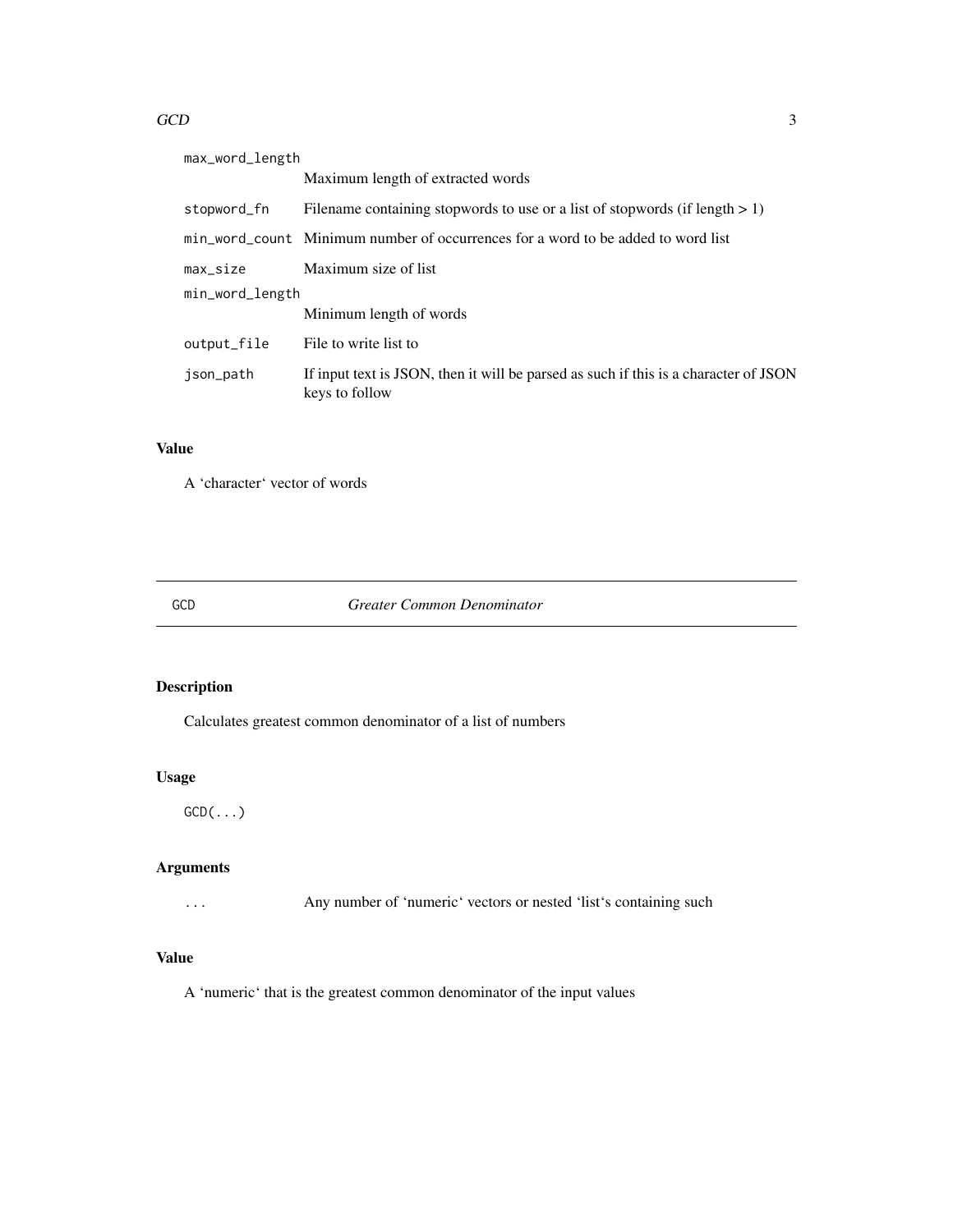| | |
|---|---|
| max_word_length | Maximum length of extracted words |
| stopword_fn | Filename containing stopwords to use or a list of stopwords (if length > 1) |
| min_word_count | Minimum number of occurrences for a word to be added to word list |
| max_size | Maximum size of list |
| min_word_length | Minimum length of words |
| output_file | File to write list to |
| json_path | If input text is JSON, then it will be parsed as such if this is a character of JSON keys to follow |

### Value

A 'character' vector of words

---

## GCD — *Greater Common Denominator*

### Description

Calculates greatest common denominator of a list of numbers

### Usage

```
GCD(...)
```

### Arguments

| | |
|---|---|
| ... | Any number of 'numeric' vectors or nested 'list's containing such |

### Value

A 'numeric' that is the greatest common denominator of the input values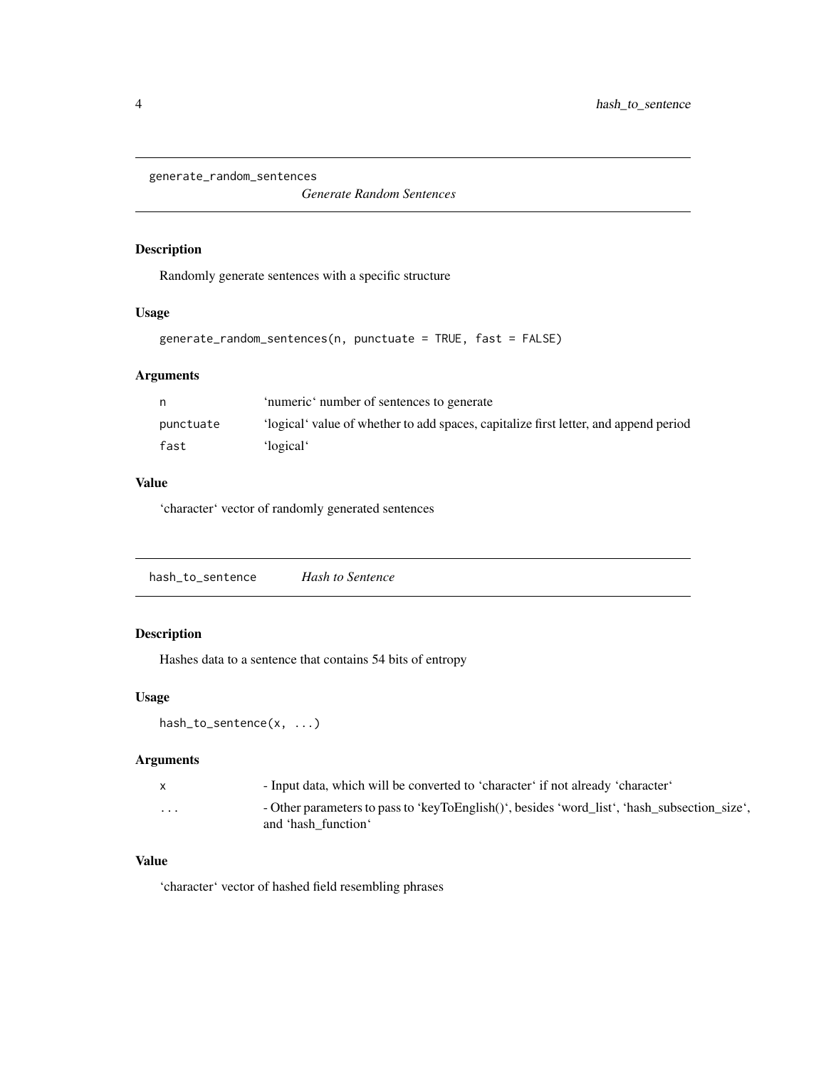## generate_random_sentences

*Generate Random Sentences*

### Description

Randomly generate sentences with a specific structure

### Usage

```
generate_random_sentences(n, punctuate = TRUE, fast = FALSE)
```

### Arguments

| | |
|---|---|
| `n` | 'numeric' number of sentences to generate |
| `punctuate` | 'logical' value of whether to add spaces, capitalize first letter, and append period |
| `fast` | 'logical' |

### Value

'character' vector of randomly generated sentences

## hash_to_sentence

*Hash to Sentence*

### Description

Hashes data to a sentence that contains 54 bits of entropy

### Usage

```
hash_to_sentence(x, ...)
```

### Arguments

| | |
|---|---|
| `x` | - Input data, which will be converted to 'character' if not already 'character' |
| `...` | - Other parameters to pass to 'keyToEnglish()', besides 'word_list', 'hash_subsection_size', and 'hash_function' |

### Value

'character' vector of hashed field resembling phrases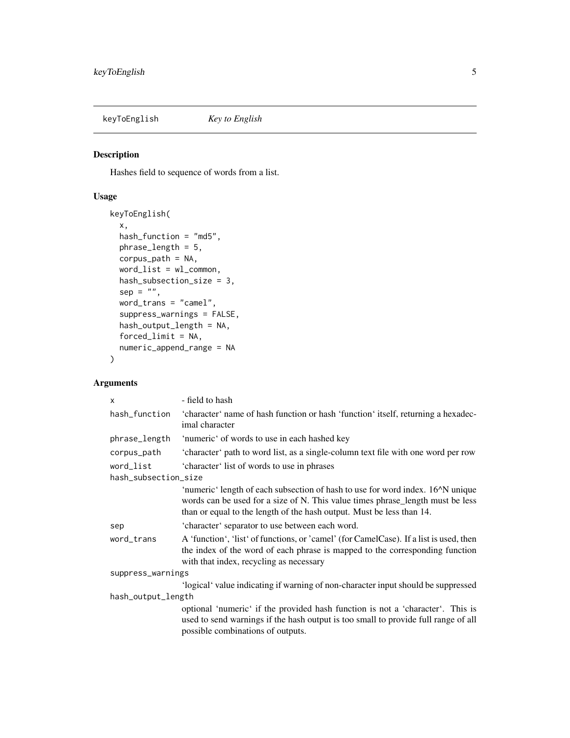## keyToEnglish *Key to English*

### Description

Hashes field to sequence of words from a list.

### Usage

```
keyToEnglish(
  x,
  hash_function = "md5",
  phrase_length = 5,
  corpus_path = NA,
  word_list = wl_common,
  hash_subsection_size = 3,
  sep = "",
  word_trans = "camel",
  suppress_warnings = FALSE,
  hash_output_length = NA,
  forced_limit = NA,
  numeric_append_range = NA
)
```

### Arguments

| Argument | Description |
|---|---|
| x | - field to hash |
| hash_function | 'character' name of hash function or hash 'function' itself, returning a hexadecimal character |
| phrase_length | 'numeric' of words to use in each hashed key |
| corpus_path | 'character' path to word list, as a single-column text file with one word per row |
| word_list | 'character' list of words to use in phrases |
| hash_subsection_size | 'numeric' length of each subsection of hash to use for word index. 16^N unique words can be used for a size of N. This value times phrase_length must be less than or equal to the length of the hash output. Must be less than 14. |
| sep | 'character' separator to use between each word. |
| word_trans | A 'function', 'list' of functions, or 'camel' (for CamelCase). If a list is used, then the index of the word of each phrase is mapped to the corresponding function with that index, recycling as necessary |
| suppress_warnings | 'logical' value indicating if warning of non-character input should be suppressed |
| hash_output_length | optional 'numeric' if the provided hash function is not a 'character'. This is used to send warnings if the hash output is too small to provide full range of all possible combinations of outputs. |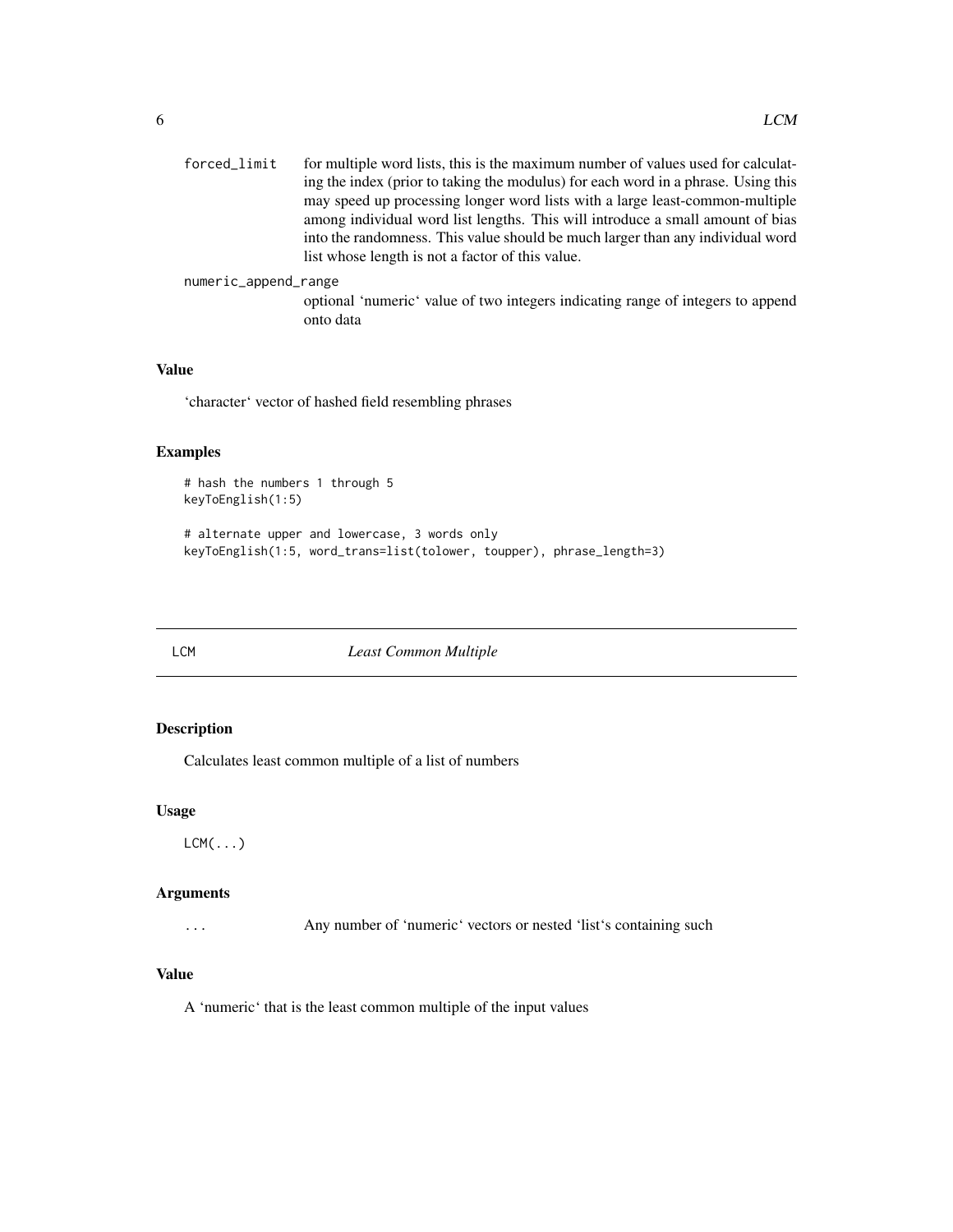forced_limit
: for multiple word lists, this is the maximum number of values used for calculating the index (prior to taking the modulus) for each word in a phrase. Using this may speed up processing longer word lists with a large least-common-multiple among individual word list lengths. This will introduce a small amount of bias into the randomness. This value should be much larger than any individual word list whose length is not a factor of this value.

numeric_append_range
: optional 'numeric' value of two integers indicating range of integers to append onto data

### Value

'character' vector of hashed field resembling phrases

### Examples

```
# hash the numbers 1 through 5
keyToEnglish(1:5)

# alternate upper and lowercase, 3 words only
keyToEnglish(1:5, word_trans=list(tolower, toupper), phrase_length=3)
```

## LCM — *Least Common Multiple*

### Description

Calculates least common multiple of a list of numbers

### Usage

```
LCM(...)
```

### Arguments

| | |
|---|---|
| ... | Any number of 'numeric' vectors or nested 'list's containing such |

### Value

A 'numeric' that is the least common multiple of the input values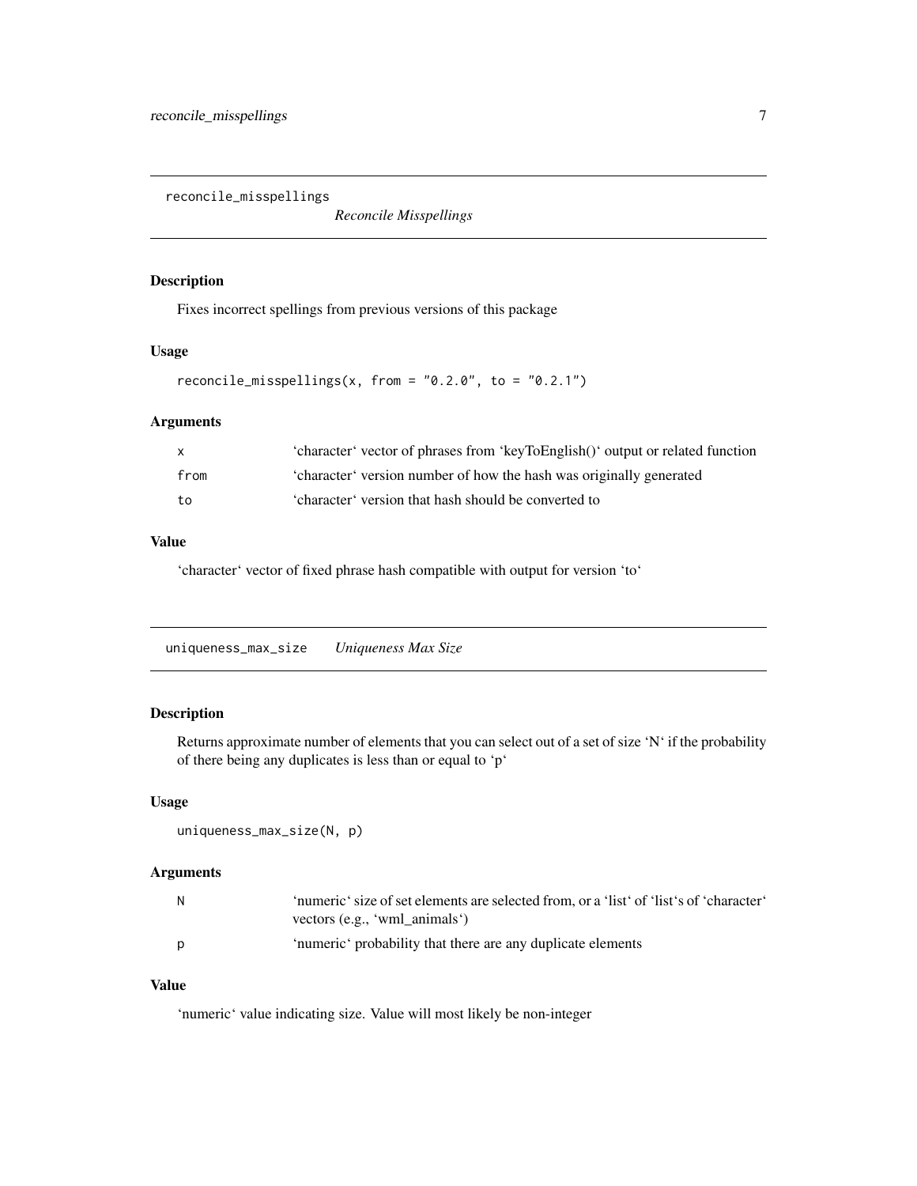## reconcile_misspellings *Reconcile Misspellings*

### Description

Fixes incorrect spellings from previous versions of this package

### Usage

```
reconcile_misspellings(x, from = "0.2.0", to = "0.2.1")
```

### Arguments

| | |
|---|---|
| x | ‘character‘ vector of phrases from ‘keyToEnglish()‘ output or related function |
| from | ‘character‘ version number of how the hash was originally generated |
| to | ‘character‘ version that hash should be converted to |

### Value

‘character‘ vector of fixed phrase hash compatible with output for version ‘to‘

## uniqueness_max_size *Uniqueness Max Size*

### Description

Returns approximate number of elements that you can select out of a set of size ‘N‘ if the probability of there being any duplicates is less than or equal to ‘p‘

### Usage

```
uniqueness_max_size(N, p)
```

### Arguments

| | |
|---|---|
| N | ‘numeric‘ size of set elements are selected from, or a ‘list‘ of ‘list‘s of ‘character‘ vectors (e.g., ‘wml_animals‘) |
| p | ‘numeric‘ probability that there are any duplicate elements |

### Value

‘numeric‘ value indicating size. Value will most likely be non-integer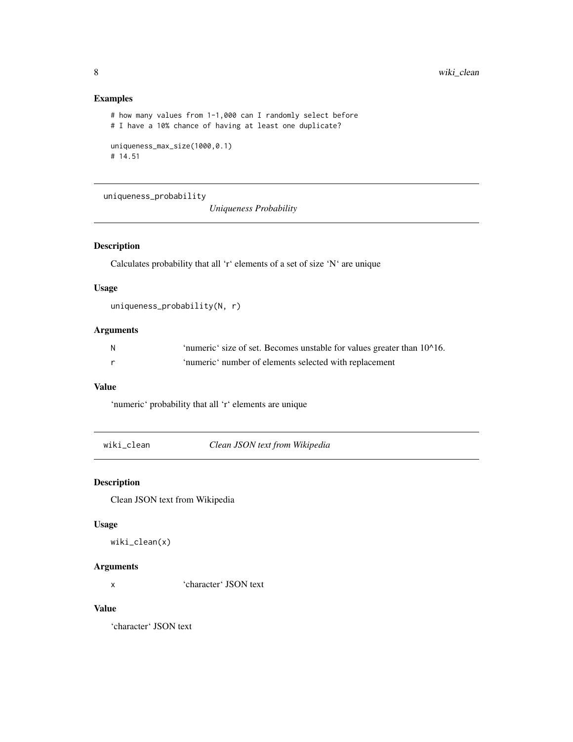## Examples

```
# how many values from 1-1,000 can I randomly select before
# I have a 10% chance of having at least one duplicate?

uniqueness_max_size(1000,0.1)
# 14.51
```

---

`uniqueness_probability` *Uniqueness Probability*

---

## Description

Calculates probability that all 'r' elements of a set of size 'N' are unique

## Usage

```
uniqueness_probability(N, r)
```

## Arguments

| | |
|---|---|
| N | 'numeric' size of set. Becomes unstable for values greater than 10^16. |
| r | 'numeric' number of elements selected with replacement |

## Value

'numeric' probability that all 'r' elements are unique

---

`wiki_clean` *Clean JSON text from Wikipedia*

---

## Description

Clean JSON text from Wikipedia

## Usage

```
wiki_clean(x)
```

## Arguments

| | |
|---|---|
| x | 'character' JSON text |

## Value

'character' JSON text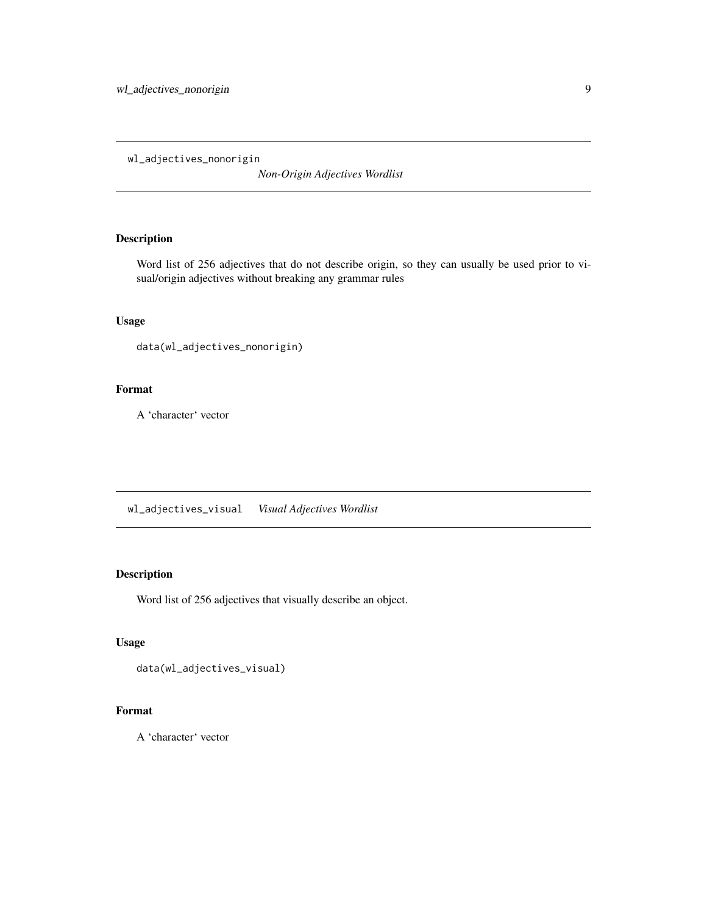## wl_adjectives_nonorigin — *Non-Origin Adjectives Wordlist*

### Description

Word list of 256 adjectives that do not describe origin, so they can usually be used prior to visual/origin adjectives without breaking any grammar rules

### Usage

```
data(wl_adjectives_nonorigin)
```

### Format

A 'character' vector

## wl_adjectives_visual — *Visual Adjectives Wordlist*

### Description

Word list of 256 adjectives that visually describe an object.

### Usage

```
data(wl_adjectives_visual)
```

### Format

A 'character' vector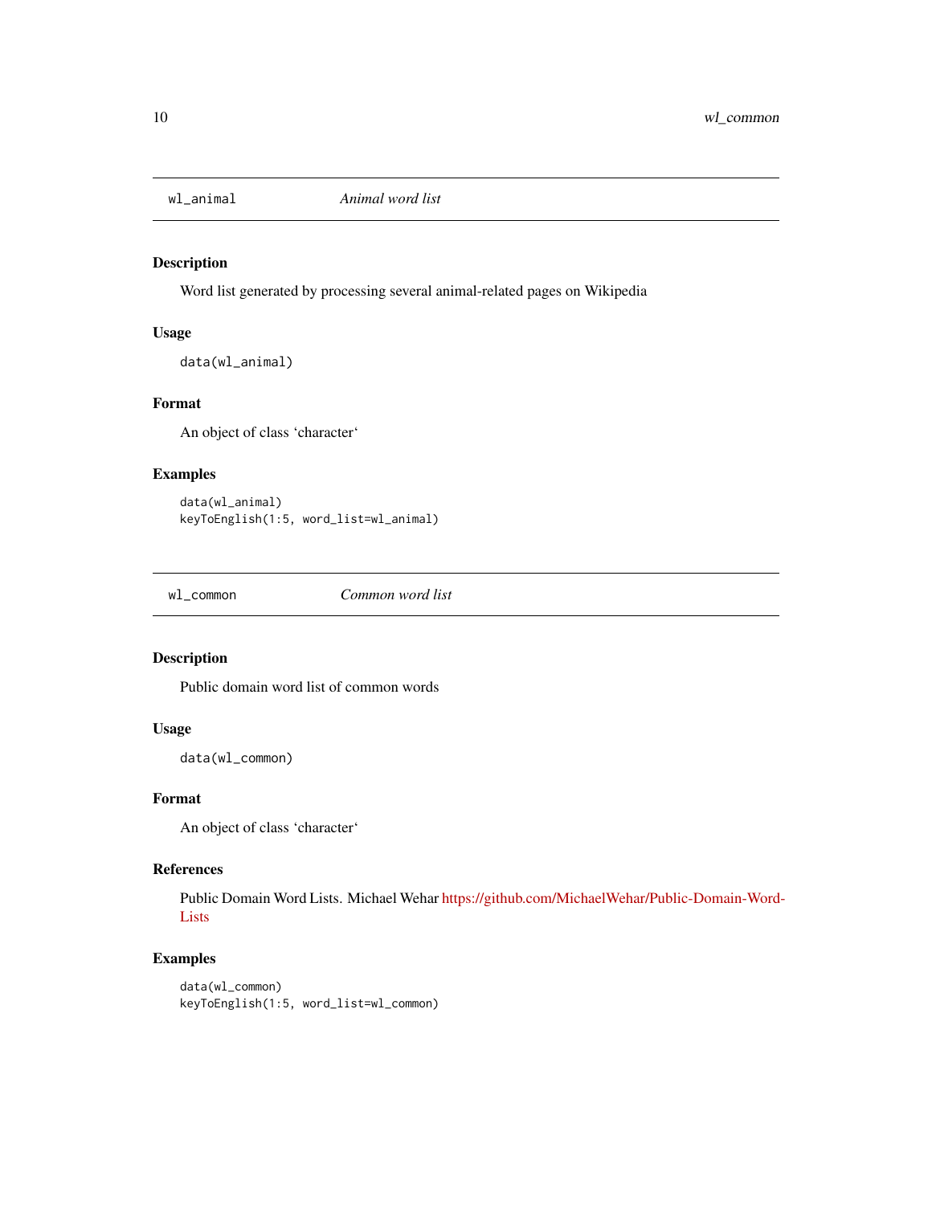## wl_animal *Animal word list*

### Description

Word list generated by processing several animal-related pages on Wikipedia

### Usage

```
data(wl_animal)
```

### Format

An object of class ‘character‘

### Examples

```
data(wl_animal)
keyToEnglish(1:5, word_list=wl_animal)
```

## wl_common *Common word list*

### Description

Public domain word list of common words

### Usage

```
data(wl_common)
```

### Format

An object of class ‘character‘

### References

Public Domain Word Lists. Michael Wehar https://github.com/MichaelWehar/Public-Domain-Word-Lists

### Examples

```
data(wl_common)
keyToEnglish(1:5, word_list=wl_common)
```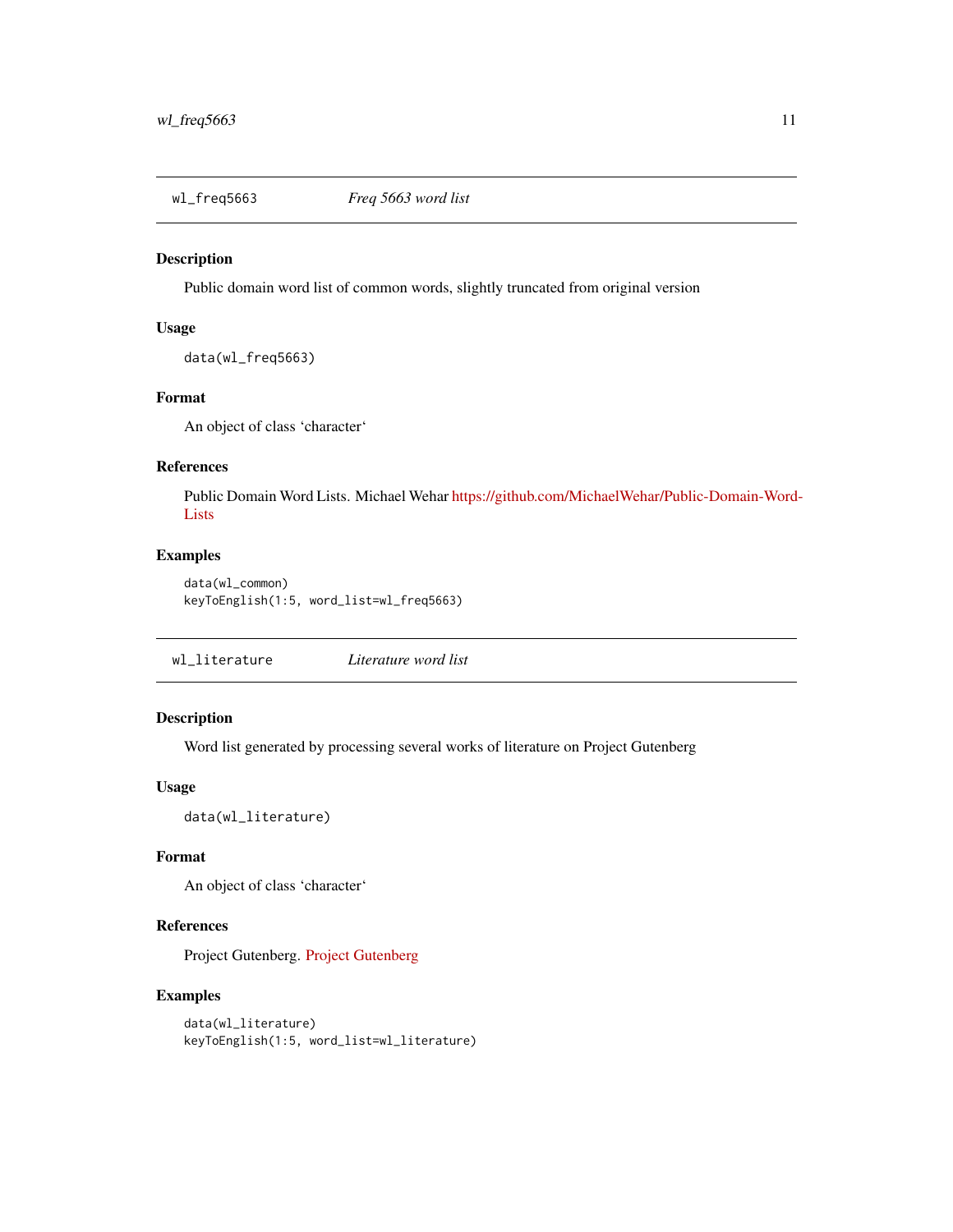## wl_freq5663 — *Freq 5663 word list*

### Description

Public domain word list of common words, slightly truncated from original version

### Usage

```
data(wl_freq5663)
```

### Format

An object of class ‘character‘

### References

Public Domain Word Lists. Michael Wehar https://github.com/MichaelWehar/Public-Domain-Word-Lists

### Examples

```
data(wl_common)
keyToEnglish(1:5, word_list=wl_freq5663)
```

## wl_literature — *Literature word list*

### Description

Word list generated by processing several works of literature on Project Gutenberg

### Usage

```
data(wl_literature)
```

### Format

An object of class ‘character‘

### References

Project Gutenberg. Project Gutenberg

### Examples

```
data(wl_literature)
keyToEnglish(1:5, word_list=wl_literature)
```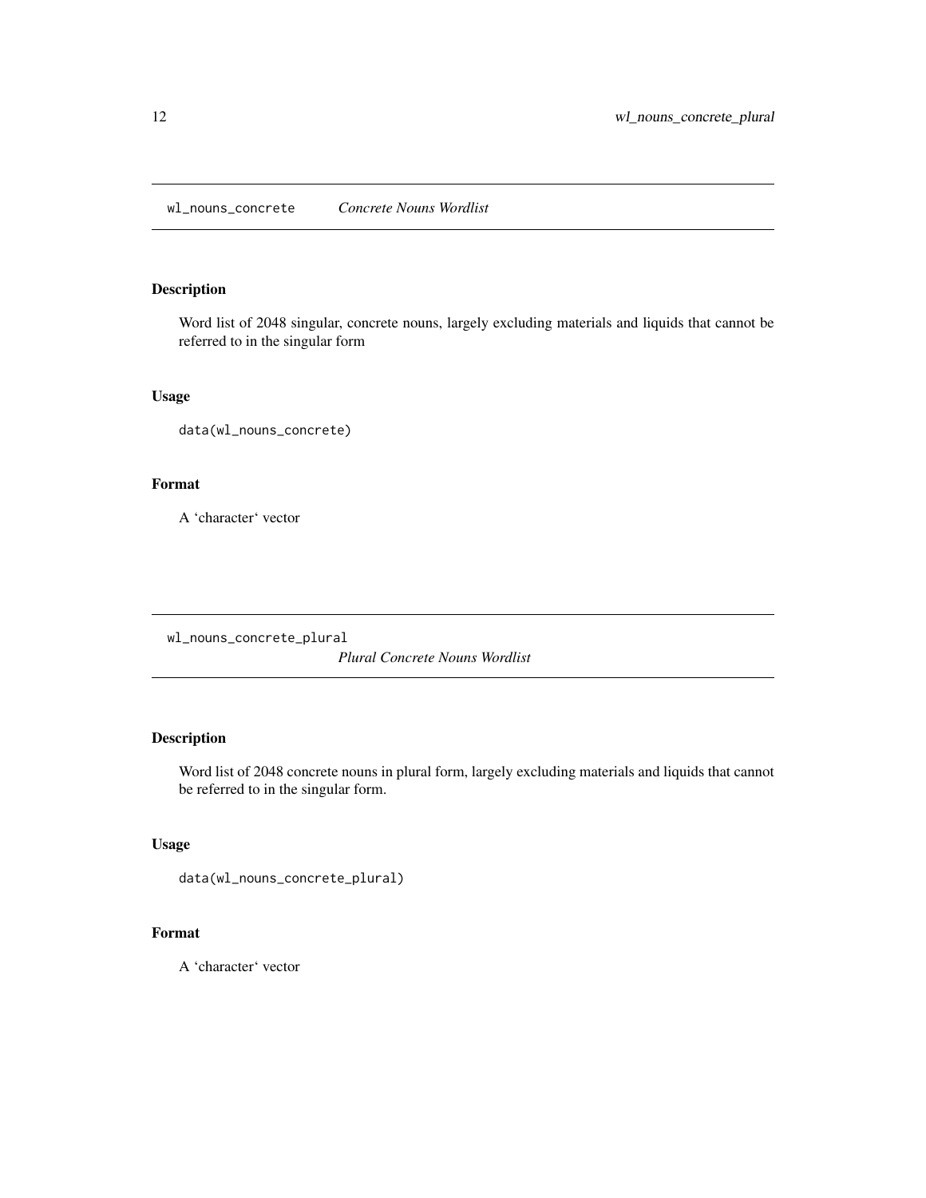## wl_nouns_concrete *Concrete Nouns Wordlist*

### Description

Word list of 2048 singular, concrete nouns, largely excluding materials and liquids that cannot be referred to in the singular form

### Usage

```
data(wl_nouns_concrete)
```

### Format

A 'character' vector

## wl_nouns_concrete_plural *Plural Concrete Nouns Wordlist*

### Description

Word list of 2048 concrete nouns in plural form, largely excluding materials and liquids that cannot be referred to in the singular form.

### Usage

```
data(wl_nouns_concrete_plural)
```

### Format

A 'character' vector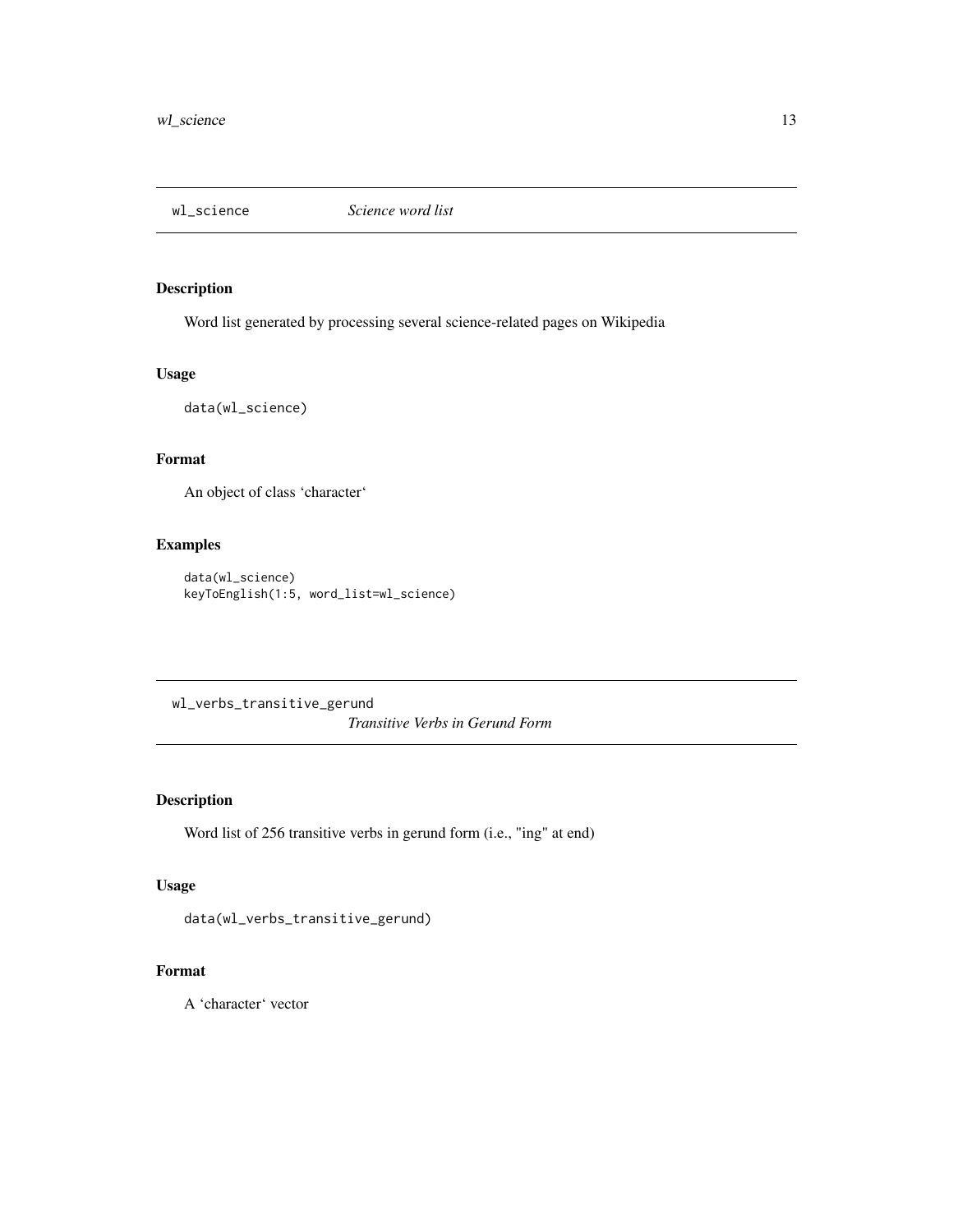## wl_science *Science word list*

### Description

Word list generated by processing several science-related pages on Wikipedia

### Usage

```
data(wl_science)
```

### Format

An object of class 'character'

### Examples

```
data(wl_science)
keyToEnglish(1:5, word_list=wl_science)
```

## wl_verbs_transitive_gerund *Transitive Verbs in Gerund Form*

### Description

Word list of 256 transitive verbs in gerund form (i.e., "ing" at end)

### Usage

```
data(wl_verbs_transitive_gerund)
```

### Format

A 'character' vector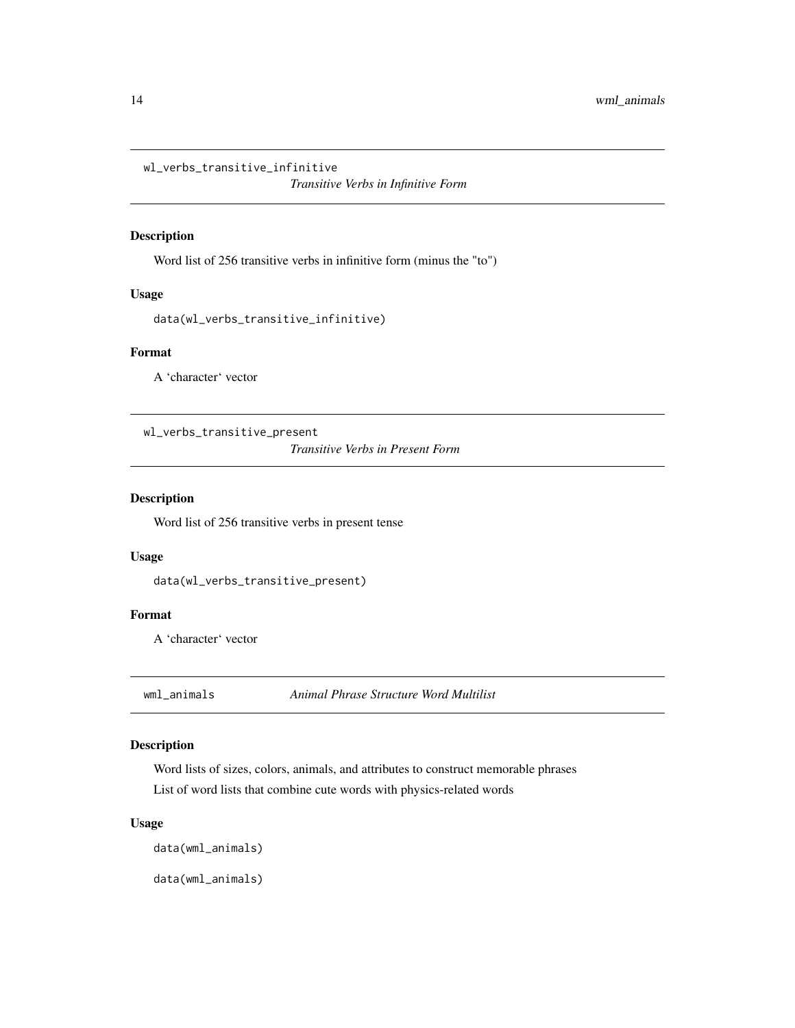## wl_verbs_transitive_infinitive

*Transitive Verbs in Infinitive Form*

### Description

Word list of 256 transitive verbs in infinitive form (minus the "to")

### Usage

```
data(wl_verbs_transitive_infinitive)
```

### Format

A 'character' vector

## wl_verbs_transitive_present

*Transitive Verbs in Present Form*

### Description

Word list of 256 transitive verbs in present tense

### Usage

```
data(wl_verbs_transitive_present)
```

### Format

A 'character' vector

## wml_animals

*Animal Phrase Structure Word Multilist*

### Description

Word lists of sizes, colors, animals, and attributes to construct memorable phrases

List of word lists that combine cute words with physics-related words

### Usage

```
data(wml_animals)

data(wml_animals)
```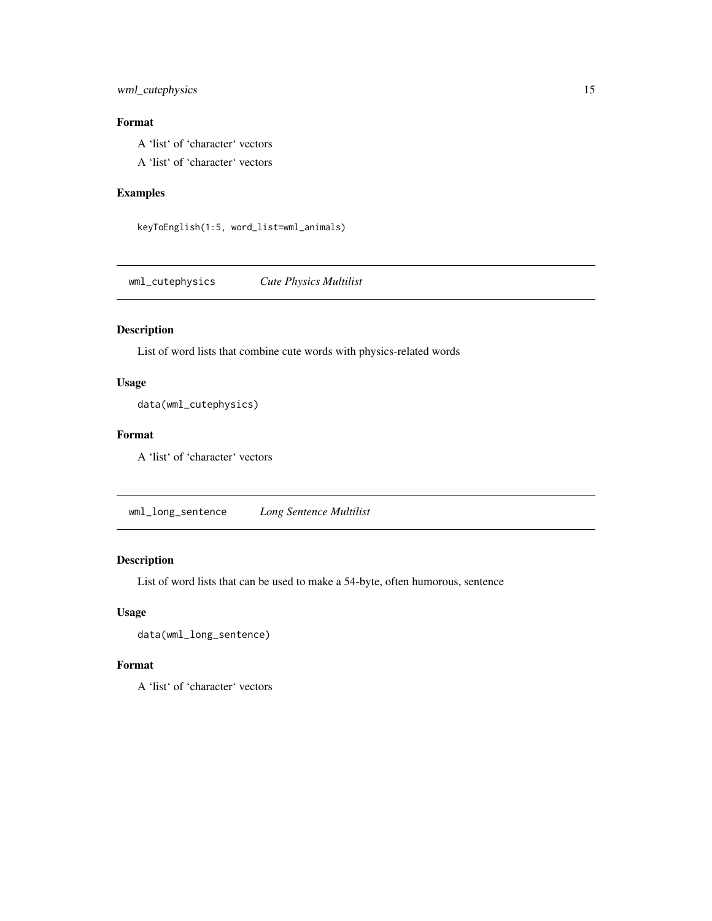### Format

A 'list' of 'character' vectors

A 'list' of 'character' vectors

### Examples

```
keyToEnglish(1:5, word_list=wml_animals)
```

---

## wml_cutephysics — *Cute Physics Multilist*

### Description

List of word lists that combine cute words with physics-related words

### Usage

```
data(wml_cutephysics)
```

### Format

A 'list' of 'character' vectors

---

## wml_long_sentence — *Long Sentence Multilist*

### Description

List of word lists that can be used to make a 54-byte, often humorous, sentence

### Usage

```
data(wml_long_sentence)
```

### Format

A 'list' of 'character' vectors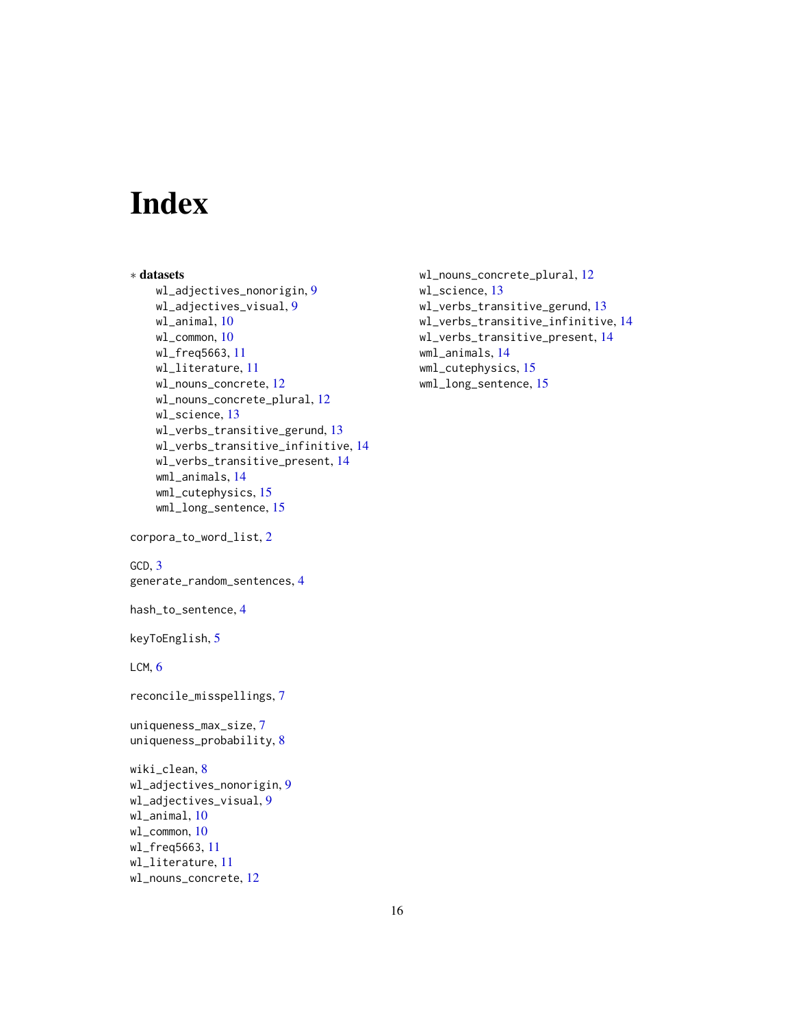# Index

∗ **datasets**

wl_adjectives_nonorigin, 9
wl_adjectives_visual, 9
wl_animal, 10
wl_common, 10
wl_freq5663, 11
wl_literature, 11
wl_nouns_concrete, 12
wl_nouns_concrete_plural, 12
wl_science, 13
wl_verbs_transitive_gerund, 13
wl_verbs_transitive_infinitive, 14
wl_verbs_transitive_present, 14
wml_animals, 14
wml_cutephysics, 15
wml_long_sentence, 15

corpora_to_word_list, 2

GCD, 3
generate_random_sentences, 4

hash_to_sentence, 4

keyToEnglish, 5

LCM, 6

reconcile_misspellings, 7

uniqueness_max_size, 7
uniqueness_probability, 8

wiki_clean, 8
wl_adjectives_nonorigin, 9
wl_adjectives_visual, 9
wl_animal, 10
wl_common, 10
wl_freq5663, 11
wl_literature, 11
wl_nouns_concrete, 12
wl_nouns_concrete_plural, 12
wl_science, 13
wl_verbs_transitive_gerund, 13
wl_verbs_transitive_infinitive, 14
wl_verbs_transitive_present, 14
wml_animals, 14
wml_cutephysics, 15
wml_long_sentence, 15